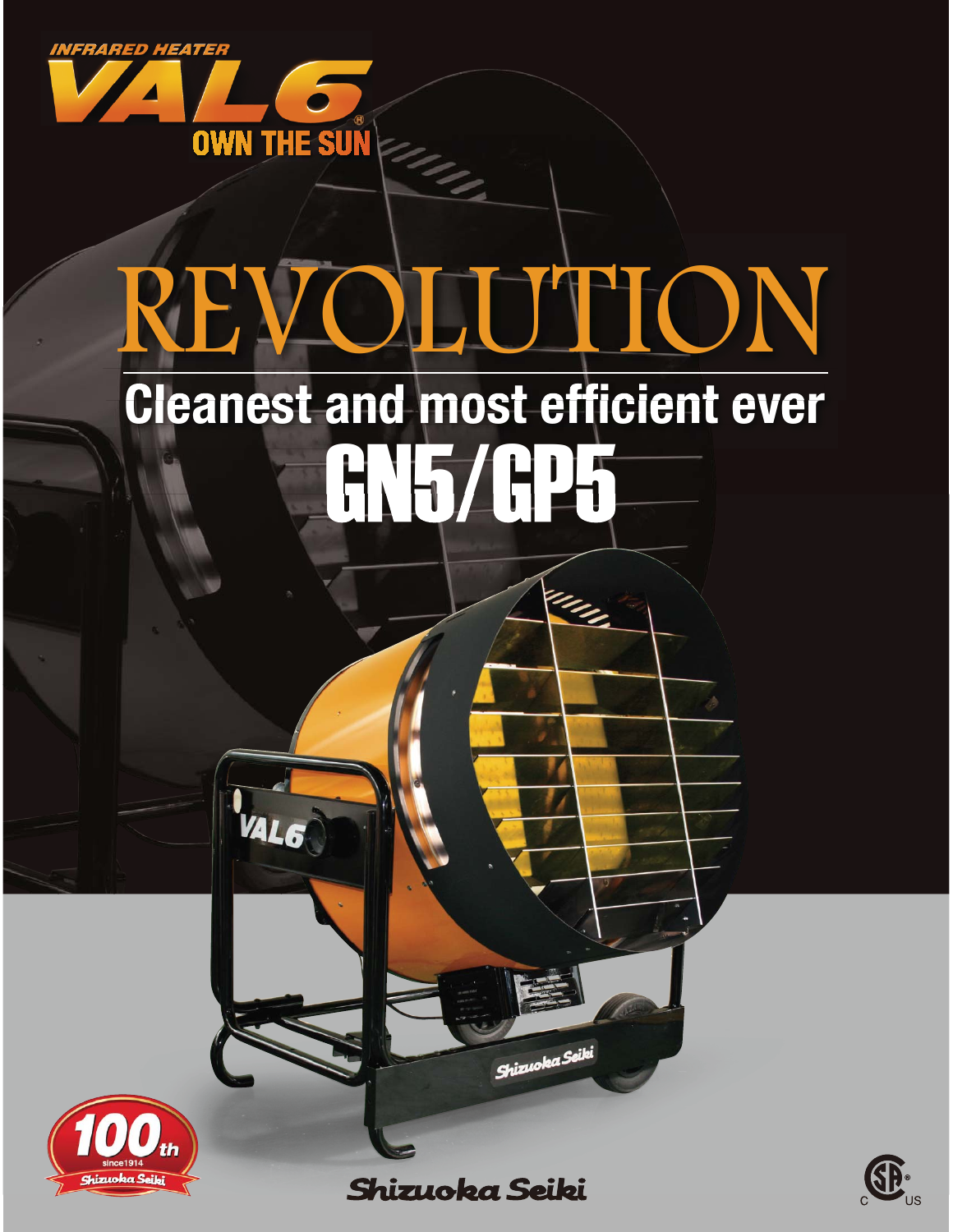INFRARED HEATER

# VAL6

OWN THE SUN

# REVOLUTION

## Cleanest and most efficient ever

# GN5/GP5

100th since1914 Shizuoka Seiki

Shizuoka Seiki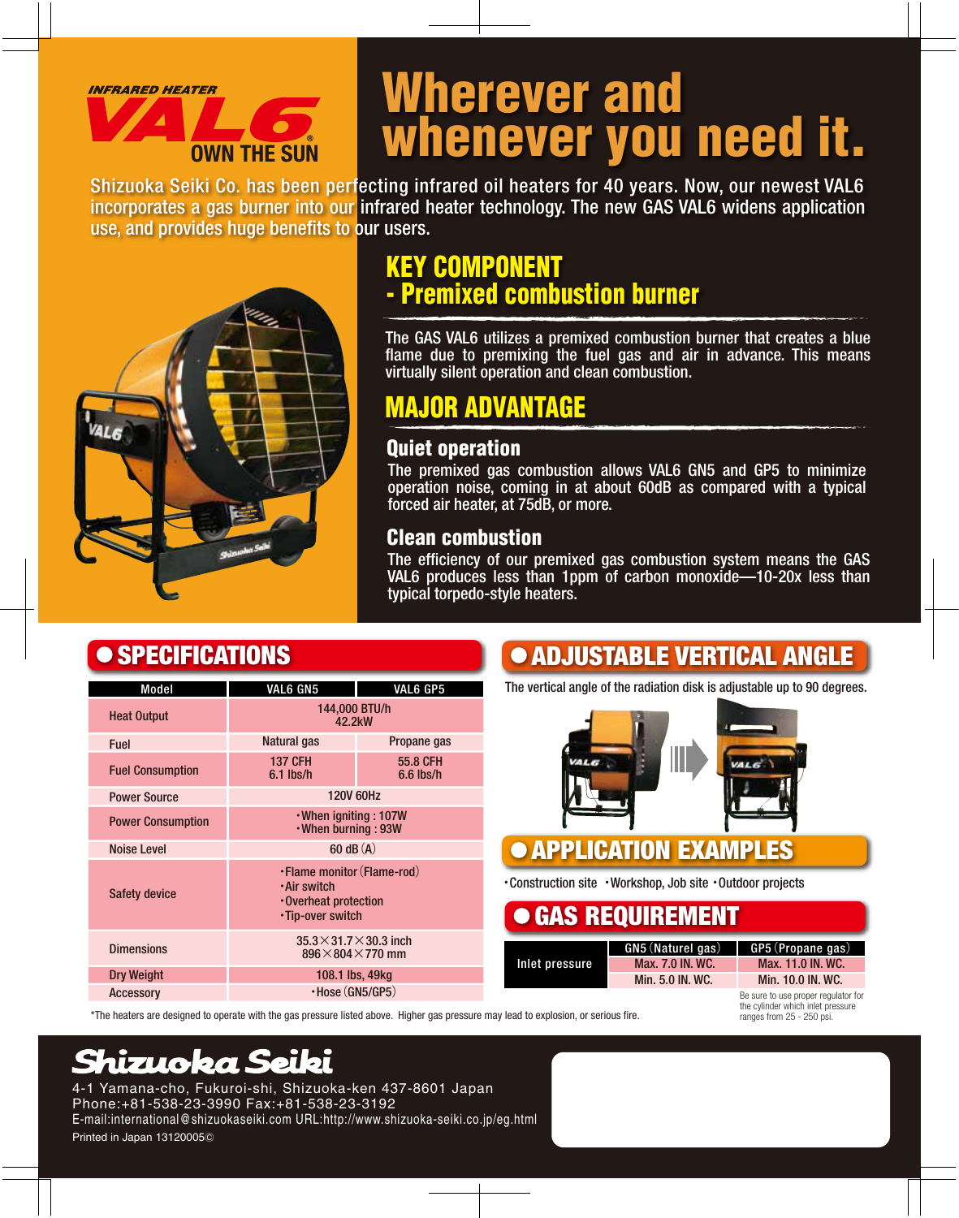INFRARED HEATER

VAL6®

OWN THE SUN

# Wherever and whenever you need it.

Shizuoka Seiki Co. has been perfecting infrared oil heaters for 40 years. Now, our newest VAL6 incorporates a gas burner into our infrared heater technology. The new GAS VAL6 widens application use, and provides huge benefits to our users.

## KEY COMPONENT - Premixed combustion burner

The GAS VAL6 utilizes a premixed combustion burner that creates a blue flame due to premixing the fuel gas and air in advance. This means virtually silent operation and clean combustion.

## MAJOR ADVANTAGE

### Quiet operation

The premixed gas combustion allows VAL6 GN5 and GP5 to minimize operation noise, coming in at about 60dB as compared with a typical forced air heater, at 75dB, or more.

### Clean combustion

The efficiency of our premixed gas combustion system means the GAS VAL6 produces less than 1ppm of carbon monoxide—10-20x less than typical torpedo-style heaters.

## SPECIFICATIONS

| Model | VAL6 GN5 | VAL6 GP5 |
|---|---|---|
| Heat Output | 144,000 BTU/h<br>42.2kW | |
| Fuel | Natural gas | Propane gas |
| Fuel Consumption | 137 CFH<br>6.1 lbs/h | 55.8 CFH<br>6.6 lbs/h |
| Power Source | 120V 60Hz | |
| Power Consumption | ・When igniting : 107W<br>・When burning : 93W | |
| Noise Level | 60 dB (A) | |
| Safety device | ・Flame monitor (Flame-rod)<br>・Air switch<br>・Overheat protection<br>・Tip-over switch | |
| Dimensions | 35.3×31.7×30.3 inch<br>896×804×770 mm | |
| Dry Weight | 108.1 lbs, 49kg | |
| Accessory | ・Hose (GN5/GP5) | |

*The heaters are designed to operate with the gas pressure listed above. Higher gas pressure may lead to explosion, or serious fire.

## ADJUSTABLE VERTICAL ANGLE

The vertical angle of the radiation disk is adjustable up to 90 degrees.

## APPLICATION EXAMPLES

・Construction site ・Workshop, Job site ・Outdoor projects

## GAS REQUIREMENT

| | GN5 (Naturel gas) | GP5 (Propane gas) |
|---|---|---|
| Inlet pressure | Max. 7.0 IN. WC. | Max. 11.0 IN. WC. |
| | Min. 5.0 IN. WC. | Min. 10.0 IN. WC. |

Be sure to use proper regulator for the cylinder which inlet pressure ranges from 25 - 250 psi.

**Shizuoka Seiki**

4-1 Yamana-cho, Fukuroi-shi, Shizuoka-ken 437-8601 Japan
Phone:+81-538-23-3990 Fax:+81-538-23-3192
E-mail:international@shizuokaseiki.com URL:http://www.shizuoka-seiki.co.jp/eg.html
Printed in Japan 13120005©